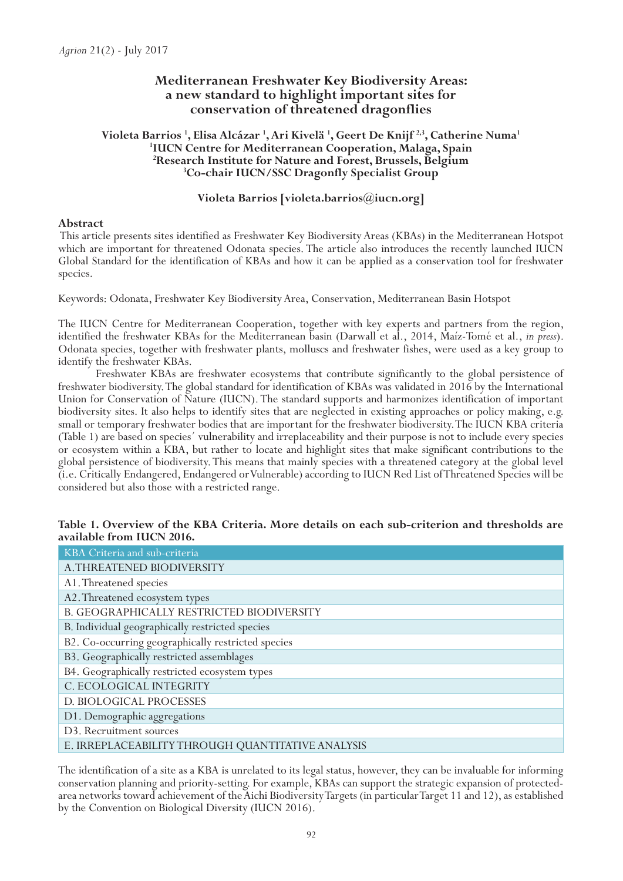# Mediterranean Freshwater Key Biodiversity Areas: a new standard to highlight important sites for conservation of threatened dragonflies

**Violeta Barrios [1], Elisa Alcázar [1], Ari Kivelä [1], Geert De Knijf [2,3], Catherine Numa[1]**
**[1]IUCN Centre for Mediterranean Cooperation, Malaga, Spain**
**[2]Research Institute for Nature and Forest, Brussels, Belgium**
**[3]Co-chair IUCN/SSC Dragonfly Specialist Group**

**Violeta Barrios [violeta.barrios@iucn.org]**

## Abstract

This article presents sites identified as Freshwater Key Biodiversity Areas (KBAs) in the Mediterranean Hotspot which are important for threatened Odonata species. The article also introduces the recently launched IUCN Global Standard for the identification of KBAs and how it can be applied as a conservation tool for freshwater species.

Keywords: Odonata, Freshwater Key Biodiversity Area, Conservation, Mediterranean Basin Hotspot

The IUCN Centre for Mediterranean Cooperation, together with key experts and partners from the region, identified the freshwater KBAs for the Mediterranean basin (Darwall et al., 2014, Maíz-Tomé et al., *in press*). Odonata species, together with freshwater plants, molluscs and freshwater fishes, were used as a key group to identify the freshwater KBAs.

Freshwater KBAs are freshwater ecosystems that contribute significantly to the global persistence of freshwater biodiversity. The global standard for identification of KBAs was validated in 2016 by the International Union for Conservation of Nature (IUCN). The standard supports and harmonizes identification of important biodiversity sites. It also helps to identify sites that are neglected in existing approaches or policy making, e.g. small or temporary freshwater bodies that are important for the freshwater biodiversity. The IUCN KBA criteria (Table 1) are based on species´ vulnerability and irreplaceability and their purpose is not to include every species or ecosystem within a KBA, but rather to locate and highlight sites that make significant contributions to the global persistence of biodiversity. This means that mainly species with a threatened category at the global level (i.e. Critically Endangered, Endangered or Vulnerable) according to IUCN Red List of Threatened Species will be considered but also those with a restricted range.

**Table 1. Overview of the KBA Criteria. More details on each sub-criterion and thresholds are available from IUCN 2016.**

| KBA Criteria and sub-criteria |
|---|
| A. THREATENED BIODIVERSITY |
| A1. Threatened species |
| A2. Threatened ecosystem types |
| B. GEOGRAPHICALLY RESTRICTED BIODIVERSITY |
| B. Individual geographically restricted species |
| B2. Co-occurring geographically restricted species |
| B3. Geographically restricted assemblages |
| B4. Geographically restricted ecosystem types |
| C. ECOLOGICAL INTEGRITY |
| D. BIOLOGICAL PROCESSES |
| D1. Demographic aggregations |
| D3. Recruitment sources |
| E. IRREPLACEABILITY THROUGH QUANTITATIVE ANALYSIS |

The identification of a site as a KBA is unrelated to its legal status, however, they can be invaluable for informing conservation planning and priority-setting. For example, KBAs can support the strategic expansion of protected-area networks toward achievement of the Aichi Biodiversity Targets (in particular Target 11 and 12), as established by the Convention on Biological Diversity (IUCN 2016).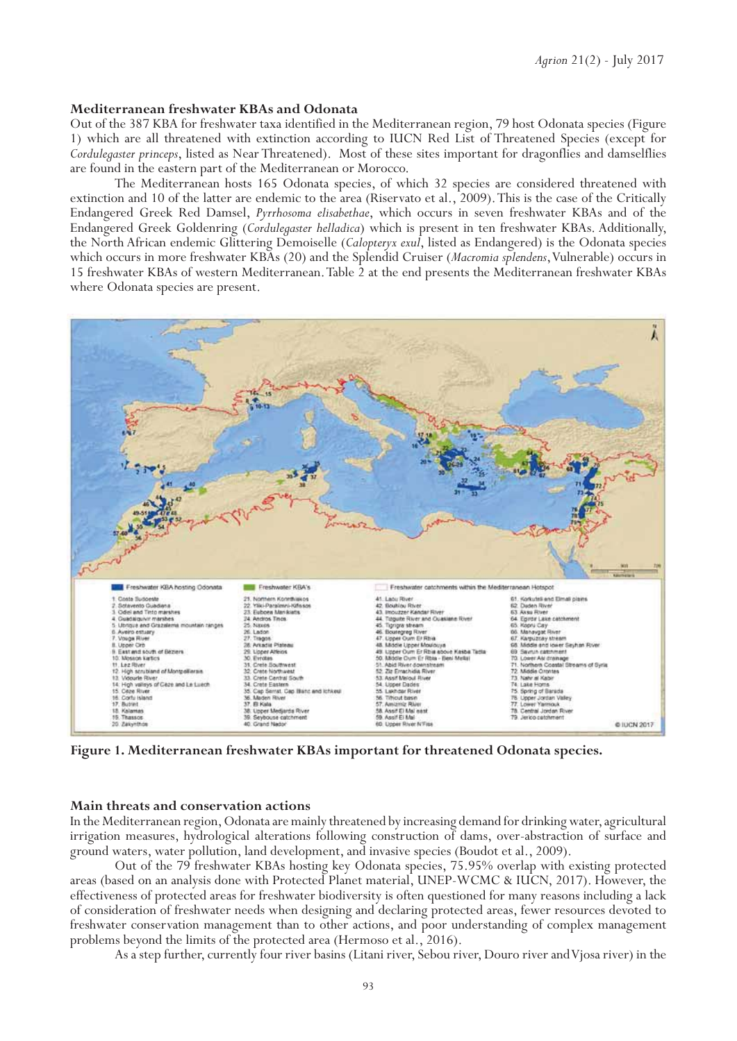**Mediterranean freshwater KBAs and Odonata**

Out of the 387 KBA for freshwater taxa identified in the Mediterranean region, 79 host Odonata species (Figure 1) which are all threatened with extinction according to IUCN Red List of Threatened Species (except for *Cordulegaster princeps*, listed as Near Threatened). Most of these sites important for dragonflies and damselflies are found in the eastern part of the Mediterranean or Morocco.

The Mediterranean hosts 165 Odonata species, of which 32 species are considered threatened with extinction and 10 of the latter are endemic to the area (Riservato et al., 2009). This is the case of the Critically Endangered Greek Red Damsel, *Pyrrhosoma elisabethae*, which occurs in seven freshwater KBAs and of the Endangered Greek Goldenring (*Cordulegaster helladica*) which is present in ten freshwater KBAs. Additionally, the North African endemic Glittering Demoiselle (*Calopteryx exul*, listed as Endangered) is the Odonata species which occurs in more freshwater KBAs (20) and the Splendid Cruiser (*Macromia splendens*, Vulnerable) occurs in 15 freshwater KBAs of western Mediterranean. Table 2 at the end presents the Mediterranean freshwater KBAs where Odonata species are present.

Freshwater KBA hosting Odonata
Freshwater KBA's
Freshwater catchments within the Mediterranean Hotspot

1. Costa Sudoeste
2. Sotavento Guadiana
3. Odiel and Tinto marshes
4. Guadalquivir marshes
5. Ubrique and Grazalema mountain ranges
6. Aveiro estuary
7. Vouga River
8. Upper Orb
9. East and south of Beziers
10. Mosson karsts
11. Lez River
12. High scrubland of Montpellierais
13. Vidourle River
14. High valleys of Ceze and Le Luech
15. Ceze River
16. Corfu island
17. Butrint
18. Kalamas
19. Thassos
20. Zakynthos
21. Northern Korinthiakos
22. Yliki-Paralimni-Kifissos
23. Euboea Mankiatis
24. Andros Tinos
25. Naxos
26. Ladon
27. Tragos
28. Arkadia Plateau
29. Upper Alfeios
30. Evrotas
31. Crete Southwest
32. Crete Northwest
33. Crete Central South
34. Crete Eastern
35. Cap Serrat, Cap Blanc and Ichkeul
36. Maden River
37. El Kala
38. Upper Medjerda River
39. Seybouse catchment
40. Grand Nador
41. Laou River
42. Bouhlou River
43. Imouzzer Kandar River
44. Tizguite River and Ouaslane River
45. Tigrigra stream
46. Bouregreg River
47. Upper Oum Er Rbia
48. Middle Upper Moulouya
49. Upper Oum Er Rbia above Kasba Tadla
50. Middle Oum Er Rbia - Beni Mellal
51. Abid River downstream
52. Ziz Errachidia River
53. Assif Melloul River
54. Upper Dades
55. Lakhdar River
56. Tifnout basin
57. Amizmiz River
58. Assif El Mal east
59. Assif El Mal
60. Upper River N'Fiss
61. Korkuteli and Elmali plains
62. Dalen River
63. Aksu River
64. Egirdir Lake catchment
65. Kopru Cay
66. Manavgat River
67. Karpuzcay stream
68. Middle and lower Seyhan River
69. Savrun catchment
70. Lower Asi drainage
71. Northern Coastal Streams of Syria
72. Middle Orontes
73. Nahr al Kabir
74. Lake Homs
75. Spring of Barada
76. Upper Jordan Valley
77. Lower Yarmouk
78. Central Jordan River
79. Jericho catchment

© IUCN 2017

**Figure 1. Mediterranean freshwater KBAs important for threatened Odonata species.**

**Main threats and conservation actions**

In the Mediterranean region, Odonata are mainly threatened by increasing demand for drinking water, agricultural irrigation measures, hydrological alterations following construction of dams, over-abstraction of surface and ground waters, water pollution, land development, and invasive species (Boudot et al., 2009).

Out of the 79 freshwater KBAs hosting key Odonata species, 75.95% overlap with existing protected areas (based on an analysis done with Protected Planet material, UNEP-WCMC & IUCN, 2017). However, the effectiveness of protected areas for freshwater biodiversity is often questioned for many reasons including a lack of consideration of freshwater needs when designing and declaring protected areas, fewer resources devoted to freshwater conservation management than to other actions, and poor understanding of complex management problems beyond the limits of the protected area (Hermoso et al., 2016).

As a step further, currently four river basins (Litani river, Sebou river, Douro river and Vjosa river) in the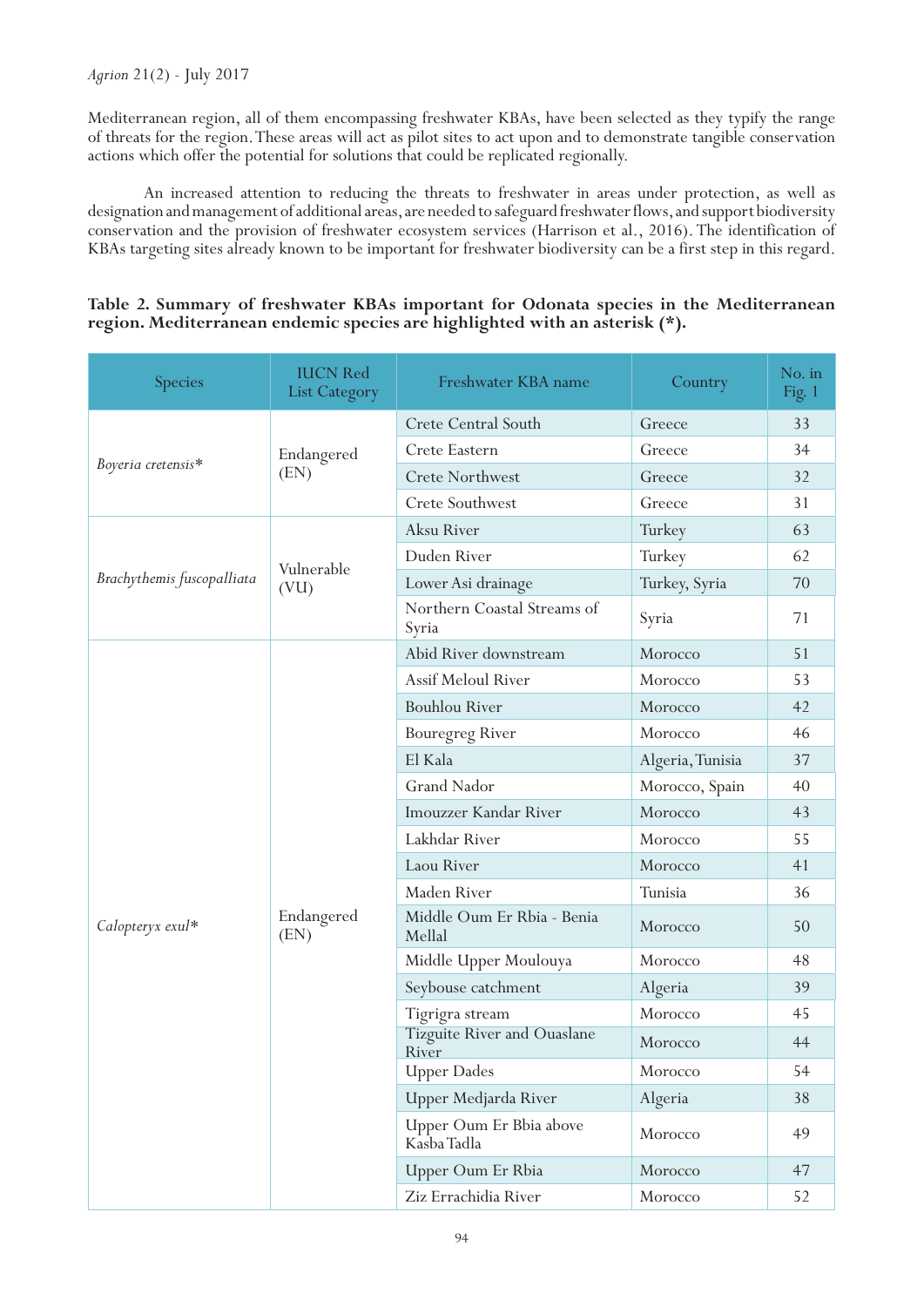Mediterranean region, all of them encompassing freshwater KBAs, have been selected as they typify the range of threats for the region. These areas will act as pilot sites to act upon and to demonstrate tangible conservation actions which offer the potential for solutions that could be replicated regionally.

An increased attention to reducing the threats to freshwater in areas under protection, as well as designation and management of additional areas, are needed to safeguard freshwater flows, and support biodiversity conservation and the provision of freshwater ecosystem services (Harrison et al., 2016). The identification of KBAs targeting sites already known to be important for freshwater biodiversity can be a first step in this regard.

**Table 2. Summary of freshwater KBAs important for Odonata species in the Mediterranean region. Mediterranean endemic species are highlighted with an asterisk (*).**

| Species | IUCN Red List Category | Freshwater KBA name | Country | No. in Fig. 1 |
|---|---|---|---|---|
| *Boyeria cretensis** | Endangered (EN) | Crete Central South | Greece | 33 |
| | | Crete Eastern | Greece | 34 |
| | | Crete Northwest | Greece | 32 |
| | | Crete Southwest | Greece | 31 |
| *Brachythemis fuscopalliata* | Vulnerable (VU) | Aksu River | Turkey | 63 |
| | | Duden River | Turkey | 62 |
| | | Lower Asi drainage | Turkey, Syria | 70 |
| | | Northern Coastal Streams of Syria | Syria | 71 |
| *Calopteryx exul** | Endangered (EN) | Abid River downstream | Morocco | 51 |
| | | Assif Meloul River | Morocco | 53 |
| | | Bouhlou River | Morocco | 42 |
| | | Bouregreg River | Morocco | 46 |
| | | El Kala | Algeria, Tunisia | 37 |
| | | Grand Nador | Morocco, Spain | 40 |
| | | Imouzzer Kandar River | Morocco | 43 |
| | | Lakhdar River | Morocco | 55 |
| | | Laou River | Morocco | 41 |
| | | Maden River | Tunisia | 36 |
| | | Middle Oum Er Rbia - Benia Mellal | Morocco | 50 |
| | | Middle Upper Moulouya | Morocco | 48 |
| | | Seybouse catchment | Algeria | 39 |
| | | Tigrigra stream | Morocco | 45 |
| | | Tizguite River and Ouaslane River | Morocco | 44 |
| | | Upper Dades | Morocco | 54 |
| | | Upper Medjarda River | Algeria | 38 |
| | | Upper Oum Er Bbia above Kasba Tadla | Morocco | 49 |
| | | Upper Oum Er Rbia | Morocco | 47 |
| | | Ziz Errachidia River | Morocco | 52 |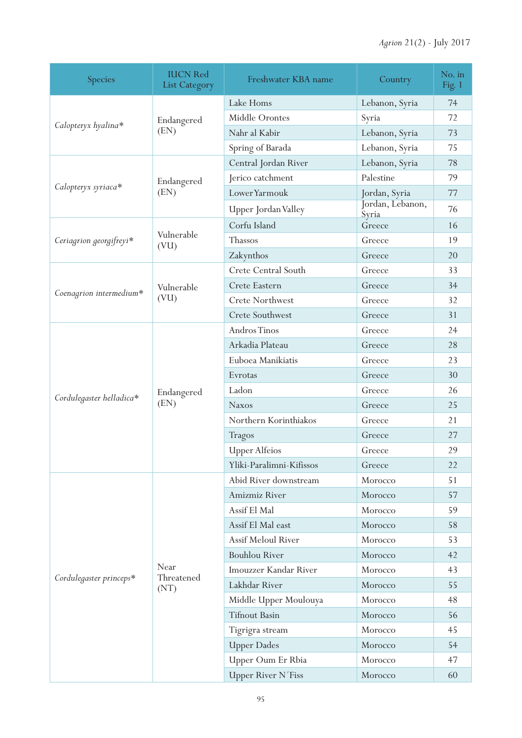| Species | IUCN Red List Category | Freshwater KBA name | Country | No. in Fig. 1 |
|---|---|---|---|---|
| *Calopteryx hyalina** | Endangered (EN) | Lake Homs | Lebanon, Syria | 74 |
| | | Middle Orontes | Syria | 72 |
| | | Nahr al Kabir | Lebanon, Syria | 73 |
| | | Spring of Barada | Lebanon, Syria | 75 |
| *Calopteryx syriaca** | Endangered (EN) | Central Jordan River | Lebanon, Syria | 78 |
| | | Jerico catchment | Palestine | 79 |
| | | Lower Yarmouk | Jordan, Syria | 77 |
| | | Upper Jordan Valley | Jordan, Lebanon, Syria | 76 |
| *Ceriagrion georgifreyi** | Vulnerable (VU) | Corfu Island | Greece | 16 |
| | | Thassos | Greece | 19 |
| | | Zakynthos | Greece | 20 |
| *Coenagrion intermedium** | Vulnerable (VU) | Crete Central South | Greece | 33 |
| | | Crete Eastern | Greece | 34 |
| | | Crete Northwest | Greece | 32 |
| | | Crete Southwest | Greece | 31 |
| *Cordulegaster helladica** | Endangered (EN) | Andros Tinos | Greece | 24 |
| | | Arkadia Plateau | Greece | 28 |
| | | Euboea Manikiatis | Greece | 23 |
| | | Evrotas | Greece | 30 |
| | | Ladon | Greece | 26 |
| | | Naxos | Greece | 25 |
| | | Northern Korinthiakos | Greece | 21 |
| | | Tragos | Greece | 27 |
| | | Upper Alfeios | Greece | 29 |
| | | Yliki-Paralimni-Kifissos | Greece | 22 |
| *Cordulegaster princeps** | Near Threatened (NT) | Abid River downstream | Morocco | 51 |
| | | Amizmiz River | Morocco | 57 |
| | | Assif El Mal | Morocco | 59 |
| | | Assif El Mal east | Morocco | 58 |
| | | Assif Meloul River | Morocco | 53 |
| | | Bouhlou River | Morocco | 42 |
| | | Imouzzer Kandar River | Morocco | 43 |
| | | Lakhdar River | Morocco | 55 |
| | | Middle Upper Moulouya | Morocco | 48 |
| | | Tifnout Basin | Morocco | 56 |
| | | Tigrigra stream | Morocco | 45 |
| | | Upper Dades | Morocco | 54 |
| | | Upper Oum Er Rbia | Morocco | 47 |
| | | Upper River N'Fiss | Morocco | 60 |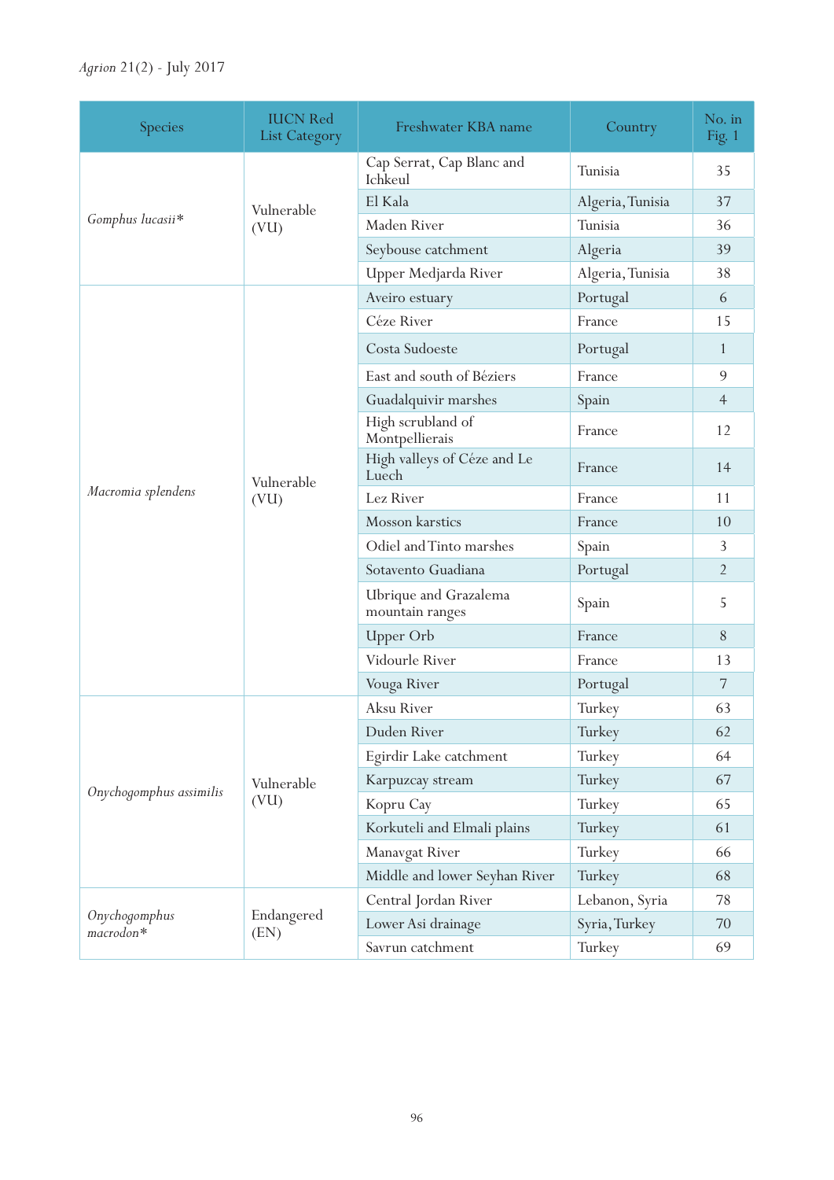| Species | IUCN Red List Category | Freshwater KBA name | Country | No. in Fig. 1 |
|---|---|---|---|---|
| *Gomphus lucasii** | Vulnerable (VU) | Cap Serrat, Cap Blanc and Ichkeul | Tunisia | 35 |
| | | El Kala | Algeria, Tunisia | 37 |
| | | Maden River | Tunisia | 36 |
| | | Seybouse catchment | Algeria | 39 |
| | | Upper Medjarda River | Algeria, Tunisia | 38 |
| *Macromia splendens* | Vulnerable (VU) | Aveiro estuary | Portugal | 6 |
| | | Céze River | France | 15 |
| | | Costa Sudoeste | Portugal | 1 |
| | | East and south of Béziers | France | 9 |
| | | Guadalquivir marshes | Spain | 4 |
| | | High scrubland of Montpellierais | France | 12 |
| | | High valleys of Céze and Le Luech | France | 14 |
| | | Lez River | France | 11 |
| | | Mosson karstics | France | 10 |
| | | Odiel and Tinto marshes | Spain | 3 |
| | | Sotavento Guadiana | Portugal | 2 |
| | | Ubrique and Grazalema mountain ranges | Spain | 5 |
| | | Upper Orb | France | 8 |
| | | Vidourle River | France | 13 |
| | | Vouga River | Portugal | 7 |
| *Onychogomphus assimilis* | Vulnerable (VU) | Aksu River | Turkey | 63 |
| | | Duden River | Turkey | 62 |
| | | Egirdir Lake catchment | Turkey | 64 |
| | | Karpuzcay stream | Turkey | 67 |
| | | Kopru Cay | Turkey | 65 |
| | | Korkuteli and Elmali plains | Turkey | 61 |
| | | Manavgat River | Turkey | 66 |
| | | Middle and lower Seyhan River | Turkey | 68 |
| *Onychogomphus macrodon** | Endangered (EN) | Central Jordan River | Lebanon, Syria | 78 |
| | | Lower Asi drainage | Syria, Turkey | 70 |
| | | Savrun catchment | Turkey | 69 |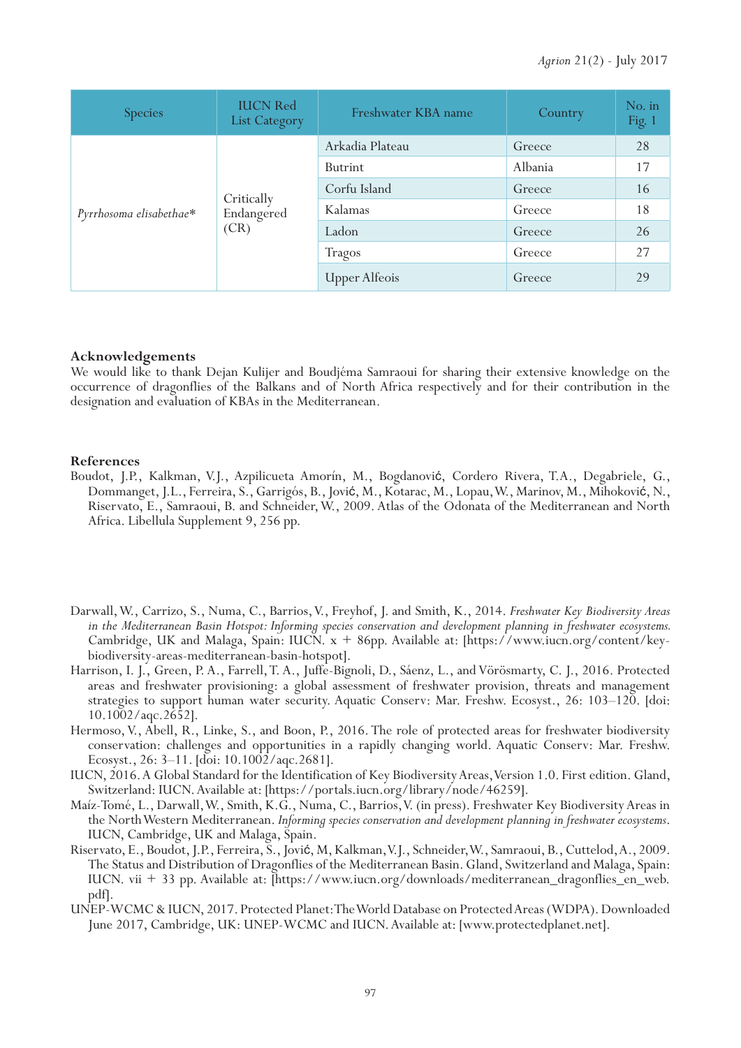| Species | IUCN Red List Category | Freshwater KBA name | Country | No. in Fig. 1 |
|---|---|---|---|---|
| *Pyrrhosoma elisabethae** | Critically Endangered (CR) | Arkadia Plateau | Greece | 28 |
| | | Butrint | Albania | 17 |
| | | Corfu Island | Greece | 16 |
| | | Kalamas | Greece | 18 |
| | | Ladon | Greece | 26 |
| | | Tragos | Greece | 27 |
| | | Upper Alfeois | Greece | 29 |

**Acknowledgements**

We would like to thank Dejan Kulijer and Boudjéma Samraoui for sharing their extensive knowledge on the occurrence of dragonflies of the Balkans and of North Africa respectively and for their contribution in the designation and evaluation of KBAs in the Mediterranean.

**References**

Boudot, J.P., Kalkman, V.J., Azpilicueta Amorín, M., Bogdanović, Cordero Rivera, T.A., Degabriele, G., Dommanget, J.L., Ferreira, S., Garrigós, B., Jović, M., Kotarac, M., Lopau, W., Marinov, M., Mihoković, N., Riservato, E., Samraoui, B. and Schneider, W., 2009. Atlas of the Odonata of the Mediterranean and North Africa. Libellula Supplement 9, 256 pp.

Darwall, W., Carrizo, S., Numa, C., Barrios, V., Freyhof, J. and Smith, K., 2014. *Freshwater Key Biodiversity Areas in the Mediterranean Basin Hotspot: Informing species conservation and development planning in freshwater ecosystems.* Cambridge, UK and Malaga, Spain: IUCN. x + 86pp. Available at: [https://www.iucn.org/content/key-biodiversity-areas-mediterranean-basin-hotspot].

Harrison, I. J., Green, P. A., Farrell, T. A., Juffe-Bignoli, D., Sáenz, L., and Vörösmarty, C. J., 2016. Protected areas and freshwater provisioning: a global assessment of freshwater provision, threats and management strategies to support human water security. Aquatic Conserv: Mar. Freshw. Ecosyst., 26: 103–120. [doi: 10.1002/aqc.2652].

Hermoso, V., Abell, R., Linke, S., and Boon, P., 2016. The role of protected areas for freshwater biodiversity conservation: challenges and opportunities in a rapidly changing world. Aquatic Conserv: Mar. Freshw. Ecosyst., 26: 3–11. [doi: 10.1002/aqc.2681].

IUCN, 2016. A Global Standard for the Identification of Key Biodiversity Areas, Version 1.0. First edition. Gland, Switzerland: IUCN. Available at: [https://portals.iucn.org/library/node/46259].

Maíz-Tomé, L., Darwall, W., Smith, K.G., Numa, C., Barrios, V. (in press). Freshwater Key Biodiversity Areas in the North Western Mediterranean. *Informing species conservation and development planning in freshwater ecosystems*. IUCN, Cambridge, UK and Malaga, Spain.

Riservato, E., Boudot, J.P., Ferreira, S., Jović, M, Kalkman, V.J., Schneider, W., Samraoui, B., Cuttelod, A., 2009. The Status and Distribution of Dragonflies of the Mediterranean Basin. Gland, Switzerland and Malaga, Spain: IUCN. vii + 33 pp. Available at: [https://www.iucn.org/downloads/mediterranean_dragonflies_en_web.pdf].

UNEP-WCMC & IUCN, 2017. Protected Planet: The World Database on Protected Areas (WDPA). Downloaded June 2017, Cambridge, UK: UNEP-WCMC and IUCN. Available at: [www.protectedplanet.net].